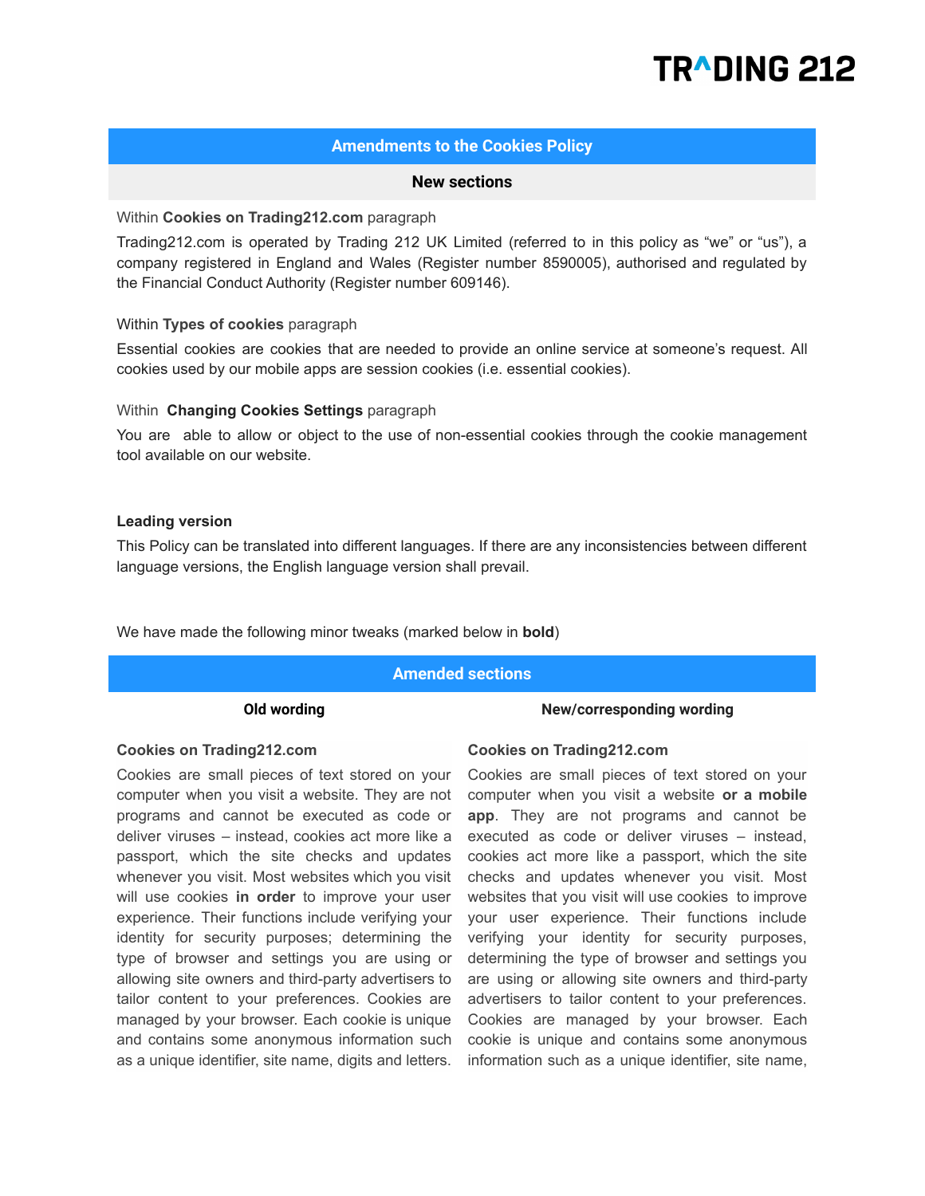# TRADING 212

## Amendments to the Cookies Policy

### New sections

Within **Cookies on Trading212.com** paragraph

Trading212.com is operated by Trading 212 UK Limited (referred to in this policy as "we" or "us"), a company registered in England and Wales (Register number 8590005), authorised and regulated by the Financial Conduct Authority (Register number 609146).

Within **Types of cookies** paragraph

Essential cookies are cookies that are needed to provide an online service at someone's request. All cookies used by our mobile apps are session cookies (i.e. essential cookies).

Within **Changing Cookies Settings** paragraph

You are able to allow or object to the use of non-essential cookies through the cookie management tool available on our website.

**Leading version**

This Policy can be translated into different languages. If there are any inconsistencies between different language versions, the English language version shall prevail.

We have made the following minor tweaks (marked below in **bold**)

### Amended sections

| Old wording | New/corresponding wording |
| --- | --- |
| **Cookies on Trading212.com**<br>Cookies are small pieces of text stored on your computer when you visit a website. They are not programs and cannot be executed as code or deliver viruses – instead, cookies act more like a passport, which the site checks and updates whenever you visit. Most websites which you visit will use cookies **in order** to improve your user experience. Their functions include verifying your identity for security purposes; determining the type of browser and settings you are using or allowing site owners and third-party advertisers to tailor content to your preferences. Cookies are managed by your browser. Each cookie is unique and contains some anonymous information such as a unique identifier, site name, digits and letters. | **Cookies on Trading212.com**<br>Cookies are small pieces of text stored on your computer when you visit a website **or a mobile app**. They are not programs and cannot be executed as code or deliver viruses – instead, cookies act more like a passport, which the site checks and updates whenever you visit. Most websites that you visit will use cookies to improve your user experience. Their functions include verifying your identity for security purposes, determining the type of browser and settings you are using or allowing site owners and third-party advertisers to tailor content to your preferences. Cookies are managed by your browser. Each cookie is unique and contains some anonymous information such as a unique identifier, site name, |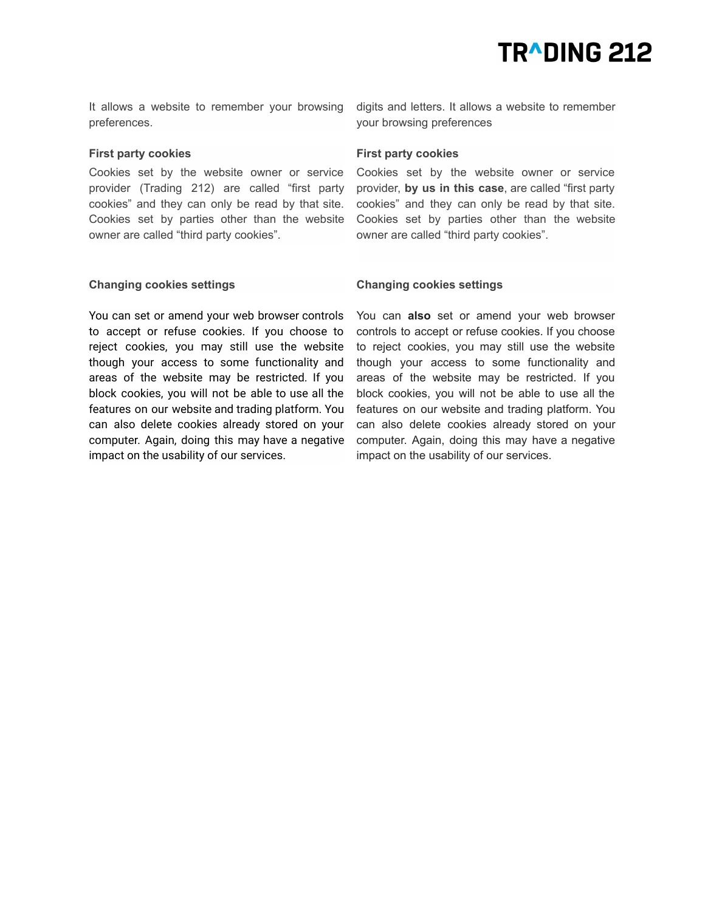| | |
|---|---|
| It allows a website to remember your browsing preferences. | digits and letters. It allows a website to remember your browsing preferences |
| **First party cookies**<br>Cookies set by the website owner or service provider (Trading 212) are called "first party cookies" and they can only be read by that site. Cookies set by parties other than the website owner are called "third party cookies". | **First party cookies**<br>Cookies set by the website owner or service provider, **by us in this case**, are called "first party cookies" and they can only be read by that site. Cookies set by parties other than the website owner are called "third party cookies". |
| **Changing cookies settings**<br>You can set or amend your web browser controls to accept or refuse cookies. If you choose to reject cookies, you may still use the website though your access to some functionality and areas of the website may be restricted. If you block cookies, you will not be able to use all the features on our website and trading platform. You can also delete cookies already stored on your computer. Again, doing this may have a negative impact on the usability of our services. | **Changing cookies settings**<br>You can **also** set or amend your web browser controls to accept or refuse cookies. If you choose to reject cookies, you may still use the website though your access to some functionality and areas of the website may be restricted. If you block cookies, you will not be able to use all the features on our website and trading platform. You can also delete cookies already stored on your computer. Again, doing this may have a negative impact on the usability of our services. |